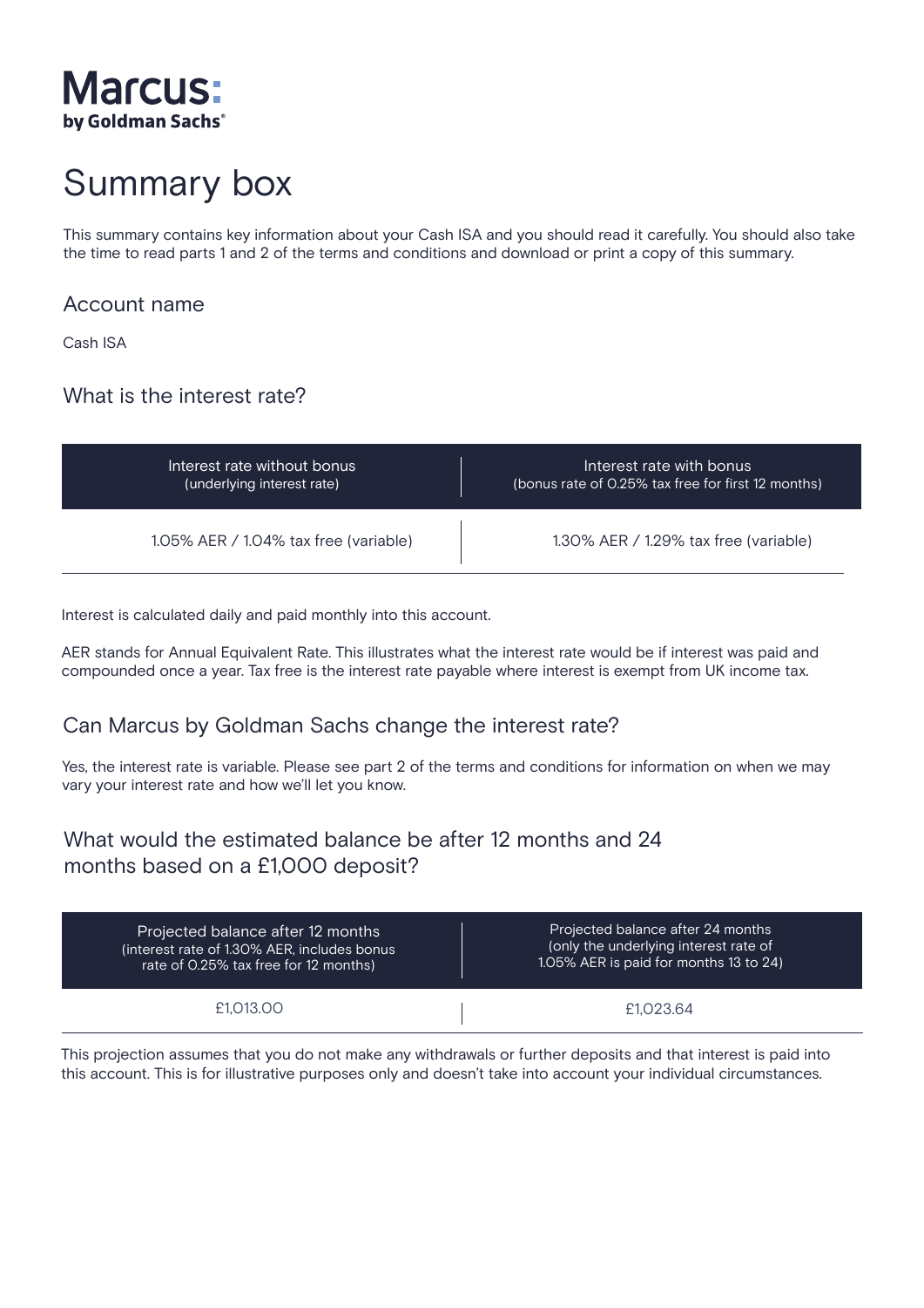Marcus:
by Goldman Sachs®

# Summary box

This summary contains key information about your Cash ISA and you should read it carefully. You should also take the time to read parts 1 and 2 of the terms and conditions and download or print a copy of this summary.

## Account name

Cash ISA

## What is the interest rate?

| Interest rate without bonus (underlying interest rate) | Interest rate with bonus (bonus rate of 0.25% tax free for first 12 months) |
|---|---|
| 1.05% AER / 1.04% tax free (variable) | 1.30% AER / 1.29% tax free (variable) |

Interest is calculated daily and paid monthly into this account.

AER stands for Annual Equivalent Rate. This illustrates what the interest rate would be if interest was paid and compounded once a year. Tax free is the interest rate payable where interest is exempt from UK income tax.

## Can Marcus by Goldman Sachs change the interest rate?

Yes, the interest rate is variable. Please see part 2 of the terms and conditions for information on when we may vary your interest rate and how we'll let you know.

## What would the estimated balance be after 12 months and 24 months based on a £1,000 deposit?

| Projected balance after 12 months (interest rate of 1.30% AER, includes bonus rate of 0.25% tax free for 12 months) | Projected balance after 24 months (only the underlying interest rate of 1.05% AER is paid for months 13 to 24) |
|---|---|
| £1,013.00 | £1,023.64 |

This projection assumes that you do not make any withdrawals or further deposits and that interest is paid into this account. This is for illustrative purposes only and doesn't take into account your individual circumstances.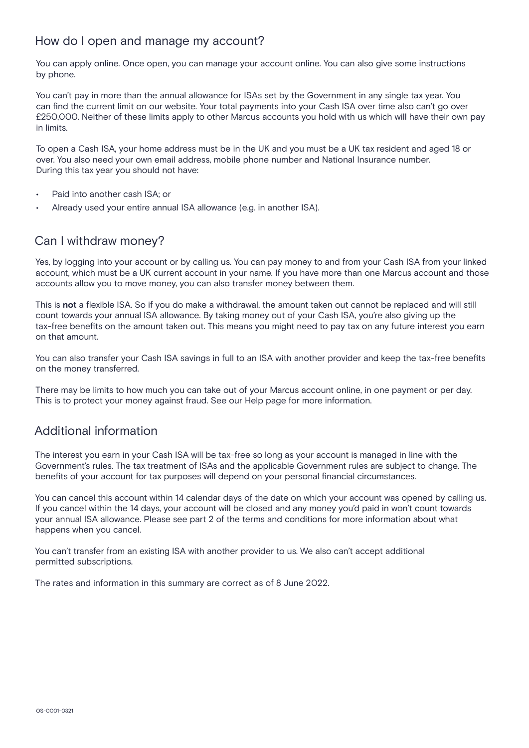## How do I open and manage my account?

You can apply online. Once open, you can manage your account online. You can also give some instructions by phone.

You can't pay in more than the annual allowance for ISAs set by the Government in any single tax year. You can find the current limit on our website. Your total payments into your Cash ISA over time also can't go over £250,000. Neither of these limits apply to other Marcus accounts you hold with us which will have their own pay in limits.

To open a Cash ISA, your home address must be in the UK and you must be a UK tax resident and aged 18 or over. You also need your own email address, mobile phone number and National Insurance number.
During this tax year you should not have:

- Paid into another cash ISA; or
- Already used your entire annual ISA allowance (e.g. in another ISA).

## Can I withdraw money?

Yes, by logging into your account or by calling us. You can pay money to and from your Cash ISA from your linked account, which must be a UK current account in your name. If you have more than one Marcus account and those accounts allow you to move money, you can also transfer money between them.

This is **not** a flexible ISA. So if you do make a withdrawal, the amount taken out cannot be replaced and will still count towards your annual ISA allowance. By taking money out of your Cash ISA, you're also giving up the tax-free benefits on the amount taken out. This means you might need to pay tax on any future interest you earn on that amount.

You can also transfer your Cash ISA savings in full to an ISA with another provider and keep the tax-free benefits on the money transferred.

There may be limits to how much you can take out of your Marcus account online, in one payment or per day. This is to protect your money against fraud. See our Help page for more information.

## Additional information

The interest you earn in your Cash ISA will be tax-free so long as your account is managed in line with the Government's rules. The tax treatment of ISAs and the applicable Government rules are subject to change. The benefits of your account for tax purposes will depend on your personal financial circumstances.

You can cancel this account within 14 calendar days of the date on which your account was opened by calling us. If you cancel within the 14 days, your account will be closed and any money you'd paid in won't count towards your annual ISA allowance. Please see part 2 of the terms and conditions for more information about what happens when you cancel.

You can't transfer from an existing ISA with another provider to us. We also can't accept additional permitted subscriptions.

The rates and information in this summary are correct as of 8 June 2022.

OS-0001-0321